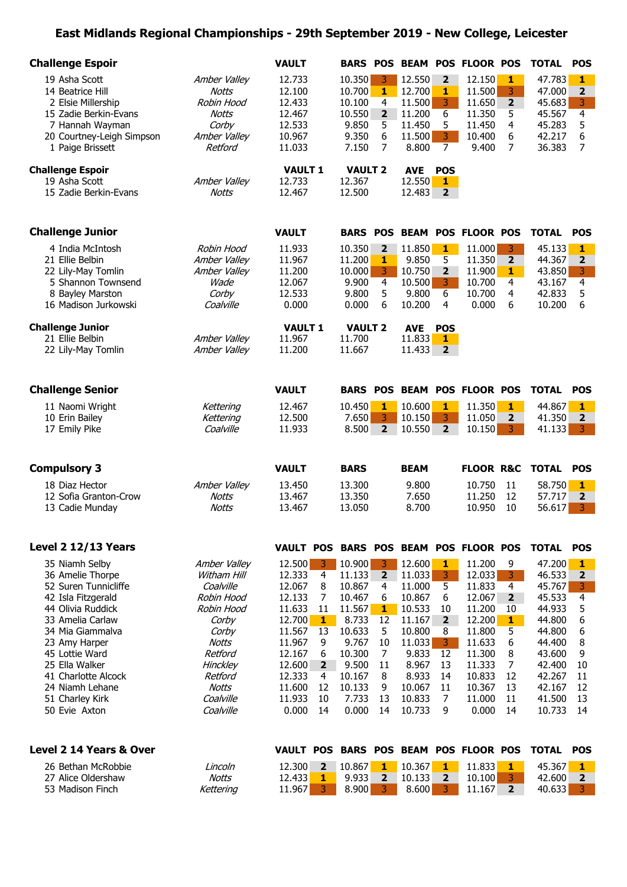# East Midlands Regional Championships - 29th September 2019 - New College, Leicester

## Challenge Espoir

| No. | Name | Club | VAULT | BARS | POS | BEAM | POS | FLOOR | POS | TOTAL | POS |
|---|---|---|---|---|---|---|---|---|---|---|---|
| 19 | Asha Scott | *Amber Valley* | 12.733 | 10.350 | 3 | 12.550 | 2 | 12.150 | 1 | 47.783 | 1 |
| 14 | Beatrice Hill | *Notts* | 12.100 | 10.700 | 1 | 12.700 | 1 | 11.500 | 3 | 47.000 | 2 |
| 2 | Elsie Millership | *Robin Hood* | 12.433 | 10.100 | 4 | 11.500 | 3 | 11.650 | 2 | 45.683 | 3 |
| 15 | Zadie Berkin-Evans | *Notts* | 12.467 | 10.550 | 2 | 11.200 | 6 | 11.350 | 5 | 45.567 | 4 |
| 7 | Hannah Wayman | *Corby* | 12.533 | 9.850 | 5 | 11.450 | 5 | 11.450 | 4 | 45.283 | 5 |
| 20 | Courtney-Leigh Simpson | *Amber Valley* | 10.967 | 9.350 | 6 | 11.500 | 3 | 10.400 | 6 | 42.217 | 6 |
| 1 | Paige Brissett | *Retford* | 11.033 | 7.150 | 7 | 8.800 | 7 | 9.400 | 7 | 36.383 | 7 |

## Challenge Espoir

| No. | Name | Club | VAULT 1 | VAULT 2 | AVE | POS |
|---|---|---|---|---|---|---|
| 19 | Asha Scott | *Amber Valley* | 12.733 | 12.367 | 12.550 | 1 |
| 15 | Zadie Berkin-Evans | *Notts* | 12.467 | 12.500 | 12.483 | 2 |

## Challenge Junior

| No. | Name | Club | VAULT | BARS | POS | BEAM | POS | FLOOR | POS | TOTAL | POS |
|---|---|---|---|---|---|---|---|---|---|---|---|
| 4 | India McIntosh | *Robin Hood* | 11.933 | 10.350 | 2 | 11.850 | 1 | 11.000 | 3 | 45.133 | 1 |
| 21 | Ellie Belbin | *Amber Valley* | 11.967 | 11.200 | 1 | 9.850 | 5 | 11.350 | 2 | 44.367 | 2 |
| 22 | Lily-May Tomlin | *Amber Valley* | 11.200 | 10.000 | 3 | 10.750 | 2 | 11.900 | 1 | 43.850 | 3 |
| 5 | Shannon Townsend | *Wade* | 12.067 | 9.900 | 4 | 10.500 | 3 | 10.700 | 4 | 43.167 | 4 |
| 8 | Bayley Marston | *Corby* | 12.533 | 9.800 | 5 | 9.800 | 6 | 10.700 | 4 | 42.833 | 5 |
| 16 | Madison Jurkowski | *Coalville* | 0.000 | 0.000 | 6 | 10.200 | 4 | 0.000 | 6 | 10.200 | 6 |

## Challenge Junior

| No. | Name | Club | VAULT 1 | VAULT 2 | AVE | POS |
|---|---|---|---|---|---|---|
| 21 | Ellie Belbin | *Amber Valley* | 11.967 | 11.700 | 11.833 | 1 |
| 22 | Lily-May Tomlin | *Amber Valley* | 11.200 | 11.667 | 11.433 | 2 |

## Challenge Senior

| No. | Name | Club | VAULT | BARS | POS | BEAM | POS | FLOOR | POS | TOTAL | POS |
|---|---|---|---|---|---|---|---|---|---|---|---|
| 11 | Naomi Wright | *Kettering* | 12.467 | 10.450 | 1 | 10.600 | 1 | 11.350 | 1 | 44.867 | 1 |
| 10 | Erin Bailey | *Kettering* | 12.500 | 7.650 | 3 | 10.150 | 3 | 11.050 | 2 | 41.350 | 2 |
| 17 | Emily Pike | *Coalville* | 11.933 | 8.500 | 2 | 10.550 | 2 | 10.150 | 3 | 41.133 | 3 |

## Compulsory 3

| No. | Name | Club | VAULT | BARS | BEAM | FLOOR | R&C | TOTAL | POS |
|---|---|---|---|---|---|---|---|---|---|
| 18 | Diaz Hector | *Amber Valley* | 13.450 | 13.300 | 9.800 | 10.750 | 11 | 58.750 | 1 |
| 12 | Sofia Granton-Crow | *Notts* | 13.467 | 13.350 | 7.650 | 11.250 | 12 | 57.717 | 2 |
| 13 | Cadie Munday | *Notts* | 13.467 | 13.050 | 8.700 | 10.950 | 10 | 56.617 | 3 |

## Level 2 12/13 Years

| No. | Name | Club | VAULT | POS | BARS | POS | BEAM | POS | FLOOR | POS | TOTAL | POS |
|---|---|---|---|---|---|---|---|---|---|---|---|---|
| 35 | Niamh Selby | *Amber Valley* | 12.500 | 3 | 10.900 | 3 | 12.600 | 1 | 11.200 | 9 | 47.200 | 1 |
| 36 | Amelie Thorpe | *Witham Hill* | 12.333 | 4 | 11.133 | 2 | 11.033 | 3 | 12.033 | 3 | 46.533 | 2 |
| 52 | Suren Tunnicliffe | *Coalville* | 12.067 | 8 | 10.867 | 4 | 11.000 | 5 | 11.833 | 4 | 45.767 | 3 |
| 42 | Isla Fitzgerald | *Robin Hood* | 12.133 | 7 | 10.467 | 6 | 10.867 | 6 | 12.067 | 2 | 45.533 | 4 |
| 44 | Olivia Ruddick | *Robin Hood* | 11.633 | 11 | 11.567 | 1 | 10.533 | 10 | 11.200 | 10 | 44.933 | 5 |
| 33 | Amelia Carlaw | *Corby* | 12.700 | 1 | 8.733 | 12 | 11.167 | 2 | 12.200 | 1 | 44.800 | 6 |
| 34 | Mia Giammalva | *Corby* | 11.567 | 13 | 10.633 | 5 | 10.800 | 8 | 11.800 | 5 | 44.800 | 6 |
| 23 | Amy Harper | *Notts* | 11.967 | 9 | 9.767 | 10 | 11.033 | 3 | 11.633 | 6 | 44.400 | 8 |
| 45 | Lottie Ward | *Retford* | 12.167 | 6 | 10.300 | 7 | 9.833 | 12 | 11.300 | 8 | 43.600 | 9 |
| 25 | Ella Walker | *Hinckley* | 12.600 | 2 | 9.500 | 11 | 8.967 | 13 | 11.333 | 7 | 42.400 | 10 |
| 41 | Charlotte Alcock | *Retford* | 12.333 | 4 | 10.167 | 8 | 8.933 | 14 | 10.833 | 12 | 42.267 | 11 |
| 24 | Niamh Lehane | *Notts* | 11.600 | 12 | 10.133 | 9 | 10.067 | 11 | 10.367 | 13 | 42.167 | 12 |
| 51 | Charley Kirk | *Coalville* | 11.933 | 10 | 7.733 | 13 | 10.833 | 7 | 11.000 | 11 | 41.500 | 13 |
| 50 | Evie Axton | *Coalville* | 0.000 | 14 | 0.000 | 14 | 10.733 | 9 | 0.000 | 14 | 10.733 | 14 |

## Level 2 14 Years & Over

| No. | Name | Club | VAULT | POS | BARS | POS | BEAM | POS | FLOOR | POS | TOTAL | POS |
|---|---|---|---|---|---|---|---|---|---|---|---|---|
| 26 | Bethan McRobbie | *Lincoln* | 12.300 | 2 | 10.867 | 1 | 10.367 | 1 | 11.833 | 1 | 45.367 | 1 |
| 27 | Alice Oldershaw | *Notts* | 12.433 | 1 | 9.933 | 2 | 10.133 | 2 | 10.100 | 3 | 42.600 | 2 |
| 53 | Madison Finch | *Kettering* | 11.967 | 3 | 8.900 | 3 | 8.600 | 3 | 11.167 | 2 | 40.633 | 3 |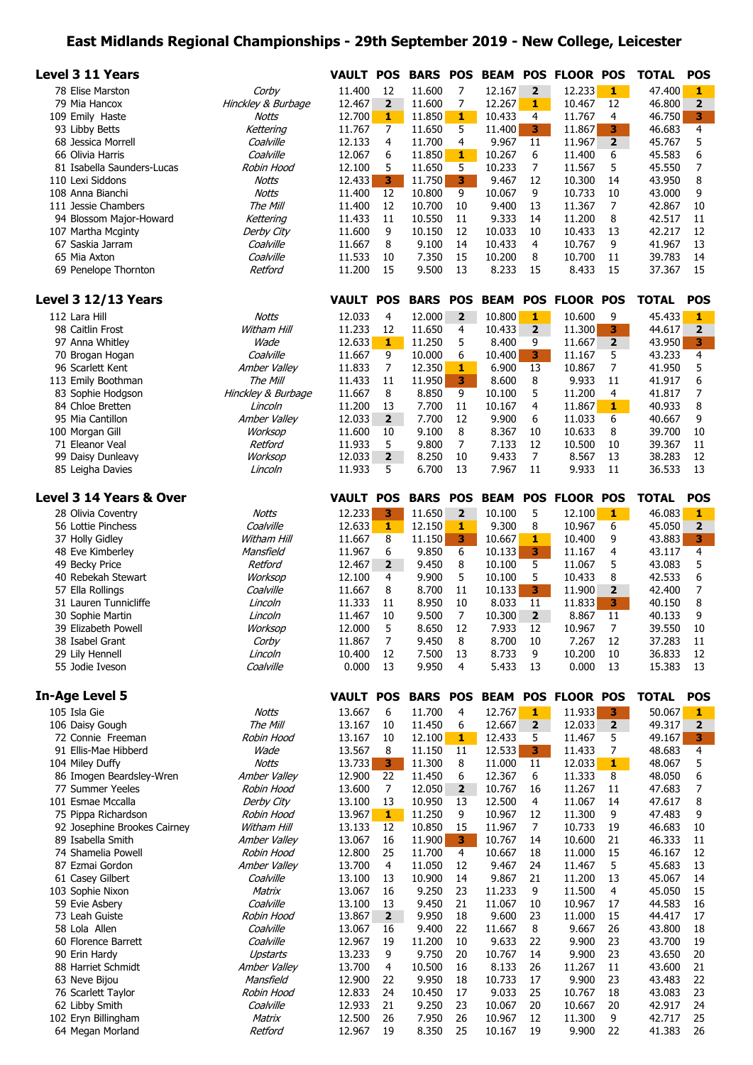# East Midlands Regional Championships - 29th September 2019 - New College, Leicester

## Level 3 11 Years

| | Name | Club | VAULT | POS | BARS | POS | BEAM | POS | FLOOR | POS | TOTAL | POS |
|---|---|---|---|---|---|---|---|---|---|---|---|---|
| 78 | Elise Marston | *Corby* | 11.400 | 12 | 11.600 | 7 | 12.167 | 2 | 12.233 | 1 | 47.400 | 1 |
| 79 | Mia Hancox | *Hinckley & Burbage* | 12.467 | 2 | 11.600 | 7 | 12.267 | 1 | 10.467 | 12 | 46.800 | 2 |
| 109 | Emily Haste | *Notts* | 12.700 | 1 | 11.850 | 1 | 10.433 | 4 | 11.767 | 4 | 46.750 | 3 |
| 93 | Libby Betts | *Kettering* | 11.767 | 7 | 11.650 | 5 | 11.400 | 3 | 11.867 | 3 | 46.683 | 4 |
| 68 | Jessica Morrell | *Coalville* | 12.133 | 4 | 11.700 | 4 | 9.967 | 11 | 11.967 | 2 | 45.767 | 5 |
| 66 | Olivia Harris | *Coalville* | 12.067 | 6 | 11.850 | 1 | 10.267 | 6 | 11.400 | 6 | 45.583 | 6 |
| 81 | Isabella Saunders-Lucas | *Robin Hood* | 12.100 | 5 | 11.650 | 5 | 10.233 | 7 | 11.567 | 5 | 45.550 | 7 |
| 110 | Lexi Siddons | *Notts* | 12.433 | 3 | 11.750 | 3 | 9.467 | 12 | 10.300 | 14 | 43.950 | 8 |
| 108 | Anna Bianchi | *Notts* | 11.400 | 12 | 10.800 | 9 | 10.067 | 9 | 10.733 | 10 | 43.000 | 9 |
| 111 | Jessie Chambers | *The Mill* | 11.400 | 12 | 10.700 | 10 | 9.400 | 13 | 11.367 | 7 | 42.867 | 10 |
| 94 | Blossom Major-Howard | *Kettering* | 11.433 | 11 | 10.550 | 11 | 9.333 | 14 | 11.200 | 8 | 42.517 | 11 |
| 107 | Martha Mcginty | *Derby City* | 11.600 | 9 | 10.150 | 12 | 10.033 | 10 | 10.433 | 13 | 42.217 | 12 |
| 67 | Saskia Jarram | *Coalville* | 11.667 | 8 | 9.100 | 14 | 10.433 | 4 | 10.767 | 9 | 41.967 | 13 |
| 65 | Mia Axton | *Coalville* | 11.533 | 10 | 7.350 | 15 | 10.200 | 8 | 10.700 | 11 | 39.783 | 14 |
| 69 | Penelope Thornton | *Retford* | 11.200 | 15 | 9.500 | 13 | 8.233 | 15 | 8.433 | 15 | 37.367 | 15 |

## Level 3 12/13 Years

| | Name | Club | VAULT | POS | BARS | POS | BEAM | POS | FLOOR | POS | TOTAL | POS |
|---|---|---|---|---|---|---|---|---|---|---|---|---|
| 112 | Lara Hill | *Notts* | 12.033 | 4 | 12.000 | 2 | 10.800 | 1 | 10.600 | 9 | 45.433 | 1 |
| 98 | Caitlin Frost | *Witham Hill* | 11.233 | 12 | 11.650 | 4 | 10.433 | 2 | 11.300 | 3 | 44.617 | 2 |
| 97 | Anna Whitley | *Wade* | 12.633 | 1 | 11.250 | 5 | 8.400 | 9 | 11.667 | 2 | 43.950 | 3 |
| 70 | Brogan Hogan | *Coalville* | 11.667 | 9 | 10.000 | 6 | 10.400 | 3 | 11.167 | 5 | 43.233 | 4 |
| 96 | Scarlett Kent | *Amber Valley* | 11.833 | 7 | 12.350 | 1 | 6.900 | 13 | 10.867 | 7 | 41.950 | 5 |
| 113 | Emily Boothman | *The Mill* | 11.433 | 11 | 11.950 | 3 | 8.600 | 8 | 9.933 | 11 | 41.917 | 6 |
| 83 | Sophie Hodgson | *Hinckley & Burbage* | 11.667 | 8 | 8.850 | 9 | 10.100 | 5 | 11.200 | 4 | 41.817 | 7 |
| 84 | Chloe Bretten | *Lincoln* | 11.200 | 13 | 7.700 | 11 | 10.167 | 4 | 11.867 | 1 | 40.933 | 8 |
| 95 | Mia Cantillon | *Amber Valley* | 12.033 | 2 | 7.700 | 12 | 9.900 | 6 | 11.033 | 6 | 40.667 | 9 |
| 100 | Morgan Gill | *Worksop* | 11.600 | 10 | 9.100 | 8 | 8.367 | 10 | 10.633 | 8 | 39.700 | 10 |
| 71 | Eleanor Veal | *Retford* | 11.933 | 5 | 9.800 | 7 | 7.133 | 12 | 10.500 | 10 | 39.367 | 11 |
| 99 | Daisy Dunleavy | *Worksop* | 12.033 | 2 | 8.250 | 10 | 9.433 | 7 | 8.567 | 13 | 38.283 | 12 |
| 85 | Leigha Davies | *Lincoln* | 11.933 | 5 | 6.700 | 13 | 7.967 | 11 | 9.933 | 11 | 36.533 | 13 |

## Level 3 14 Years & Over

| | Name | Club | VAULT | POS | BARS | POS | BEAM | POS | FLOOR | POS | TOTAL | POS |
|---|---|---|---|---|---|---|---|---|---|---|---|---|
| 28 | Olivia Coventry | *Notts* | 12.233 | 3 | 11.650 | 2 | 10.100 | 5 | 12.100 | 1 | 46.083 | 1 |
| 56 | Lottie Pinchess | *Coalville* | 12.633 | 1 | 12.150 | 1 | 9.300 | 8 | 10.967 | 6 | 45.050 | 2 |
| 37 | Holly Gidley | *Witham Hill* | 11.667 | 8 | 11.150 | 3 | 10.667 | 1 | 10.400 | 9 | 43.883 | 3 |
| 48 | Eve Kimberley | *Mansfield* | 11.967 | 6 | 9.850 | 6 | 10.133 | 3 | 11.167 | 4 | 43.117 | 4 |
| 49 | Becky Price | *Retford* | 12.467 | 2 | 9.450 | 8 | 10.100 | 5 | 11.067 | 5 | 43.083 | 5 |
| 40 | Rebekah Stewart | *Worksop* | 12.100 | 4 | 9.900 | 5 | 10.100 | 5 | 10.433 | 8 | 42.533 | 6 |
| 57 | Ella Rollings | *Coalville* | 11.667 | 8 | 8.700 | 11 | 10.133 | 3 | 11.900 | 2 | 42.400 | 7 |
| 31 | Lauren Tunnicliffe | *Lincoln* | 11.333 | 11 | 8.950 | 10 | 8.033 | 11 | 11.833 | 3 | 40.150 | 8 |
| 30 | Sophie Martin | *Lincoln* | 11.467 | 10 | 9.500 | 7 | 10.300 | 2 | 8.867 | 11 | 40.133 | 9 |
| 39 | Elizabeth Powell | *Worksop* | 12.000 | 5 | 8.650 | 12 | 7.933 | 12 | 10.967 | 7 | 39.550 | 10 |
| 38 | Isabel Grant | *Corby* | 11.867 | 7 | 9.450 | 8 | 8.700 | 10 | 7.267 | 12 | 37.283 | 11 |
| 29 | Lily Hennell | *Lincoln* | 10.400 | 12 | 7.500 | 13 | 8.733 | 9 | 10.200 | 10 | 36.833 | 12 |
| 55 | Jodie Iveson | *Coalville* | 0.000 | 13 | 9.950 | 4 | 5.433 | 13 | 0.000 | 13 | 15.383 | 13 |

## In-Age Level 5

| | Name | Club | VAULT | POS | BARS | POS | BEAM | POS | FLOOR | POS | TOTAL | POS |
|---|---|---|---|---|---|---|---|---|---|---|---|---|
| 105 | Isla Gie | *Notts* | 13.667 | 6 | 11.700 | 4 | 12.767 | 1 | 11.933 | 3 | 50.067 | 1 |
| 106 | Daisy Gough | *The Mill* | 13.167 | 10 | 11.450 | 6 | 12.667 | 2 | 12.033 | 2 | 49.317 | 2 |
| 72 | Connie Freeman | *Robin Hood* | 13.167 | 10 | 12.100 | 1 | 12.433 | 5 | 11.467 | 5 | 49.167 | 3 |
| 91 | Ellis-Mae Hibberd | *Wade* | 13.567 | 8 | 11.150 | 11 | 12.533 | 3 | 11.433 | 7 | 48.683 | 4 |
| 104 | Miley Duffy | *Notts* | 13.733 | 3 | 11.300 | 8 | 11.000 | 11 | 12.033 | 1 | 48.067 | 5 |
| 86 | Imogen Beardsley-Wren | *Amber Valley* | 12.900 | 22 | 11.450 | 6 | 12.367 | 6 | 11.333 | 8 | 48.050 | 6 |
| 77 | Summer Yeeles | *Robin Hood* | 13.600 | 7 | 12.050 | 2 | 10.767 | 16 | 11.267 | 11 | 47.683 | 7 |
| 101 | Esmae Mccalla | *Derby City* | 13.100 | 13 | 10.950 | 13 | 12.500 | 4 | 11.067 | 14 | 47.617 | 8 |
| 75 | Pippa Richardson | *Robin Hood* | 13.967 | 1 | 11.250 | 9 | 10.967 | 12 | 11.300 | 9 | 47.483 | 9 |
| 92 | Josephine Brookes Cairney | *Witham Hill* | 13.133 | 12 | 10.850 | 15 | 11.967 | 7 | 10.733 | 19 | 46.683 | 10 |
| 89 | Isabella Smith | *Amber Valley* | 13.067 | 16 | 11.900 | 3 | 10.767 | 14 | 10.600 | 21 | 46.333 | 11 |
| 74 | Shamelia Powell | *Robin Hood* | 12.800 | 25 | 11.700 | 4 | 10.667 | 18 | 11.000 | 15 | 46.167 | 12 |
| 87 | Ezmai Gordon | *Amber Valley* | 13.700 | 4 | 11.050 | 12 | 9.467 | 24 | 11.467 | 5 | 45.683 | 13 |
| 61 | Casey Gilbert | *Coalville* | 13.100 | 13 | 10.900 | 14 | 9.867 | 21 | 11.200 | 13 | 45.067 | 14 |
| 103 | Sophie Nixon | *Matrix* | 13.067 | 16 | 9.250 | 23 | 11.233 | 9 | 11.500 | 4 | 45.050 | 15 |
| 59 | Evie Asbery | *Coalville* | 13.100 | 13 | 9.450 | 21 | 11.067 | 10 | 10.967 | 17 | 44.583 | 16 |
| 73 | Leah Guiste | *Robin Hood* | 13.867 | 2 | 9.950 | 18 | 9.600 | 23 | 11.000 | 15 | 44.417 | 17 |
| 58 | Lola Allen | *Coalville* | 13.067 | 16 | 9.400 | 22 | 11.667 | 8 | 9.667 | 26 | 43.800 | 18 |
| 60 | Florence Barrett | *Coalville* | 12.967 | 19 | 11.200 | 10 | 9.633 | 22 | 9.900 | 23 | 43.700 | 19 |
| 90 | Erin Hardy | *Upstarts* | 13.233 | 9 | 9.750 | 20 | 10.767 | 14 | 9.900 | 23 | 43.650 | 20 |
| 88 | Harriet Schmidt | *Amber Valley* | 13.700 | 4 | 10.500 | 16 | 8.133 | 26 | 11.267 | 11 | 43.600 | 21 |
| 63 | Neve Bijou | *Mansfield* | 12.900 | 22 | 9.950 | 18 | 10.733 | 17 | 9.900 | 23 | 43.483 | 22 |
| 76 | Scarlett Taylor | *Robin Hood* | 12.833 | 24 | 10.450 | 17 | 9.033 | 25 | 10.767 | 18 | 43.083 | 23 |
| 62 | Libby Smith | *Coalville* | 12.933 | 21 | 9.250 | 23 | 10.067 | 20 | 10.667 | 20 | 42.917 | 24 |
| 102 | Eryn Billingham | *Matrix* | 12.500 | 26 | 7.950 | 26 | 10.967 | 12 | 11.300 | 9 | 42.717 | 25 |
| 64 | Megan Morland | *Retford* | 12.967 | 19 | 8.350 | 25 | 10.167 | 19 | 9.900 | 22 | 41.383 | 26 |